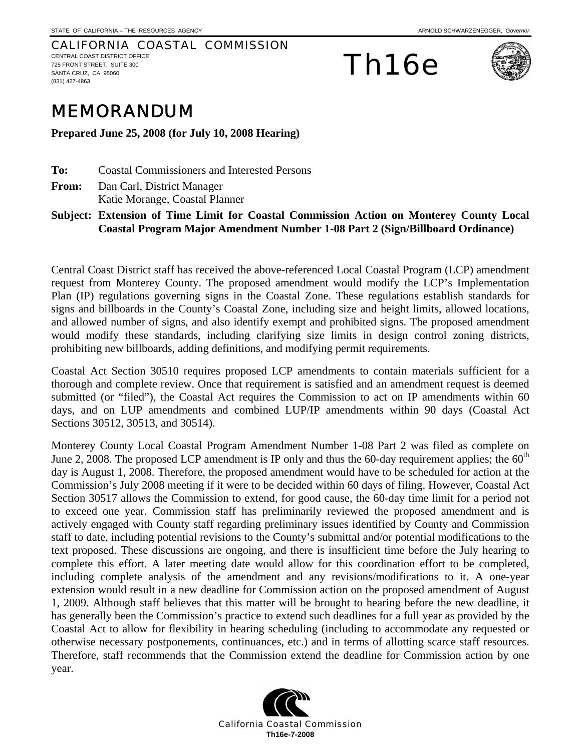STATE OF CALIFORNIA – THE RESOURCES AGENCY | ARNOLD SCHWARZENEGGER, *Governor*

CALIFORNIA COASTAL COMMISSION
CENTRAL COAST DISTRICT OFFICE
725 FRONT STREET, SUITE 300
SANTA CRUZ, CA 95060
(831) 427-4863

# Th16e

# MEMORANDUM

**Prepared June 25, 2008 (for July 10, 2008 Hearing)**

**To:** Coastal Commissioners and Interested Persons

**From:** Dan Carl, District Manager
Katie Morange, Coastal Planner

**Subject: Extension of Time Limit for Coastal Commission Action on Monterey County Local Coastal Program Major Amendment Number 1-08 Part 2 (Sign/Billboard Ordinance)**

Central Coast District staff has received the above-referenced Local Coastal Program (LCP) amendment request from Monterey County. The proposed amendment would modify the LCP's Implementation Plan (IP) regulations governing signs in the Coastal Zone. These regulations establish standards for signs and billboards in the County's Coastal Zone, including size and height limits, allowed locations, and allowed number of signs, and also identify exempt and prohibited signs. The proposed amendment would modify these standards, including clarifying size limits in design control zoning districts, prohibiting new billboards, adding definitions, and modifying permit requirements.

Coastal Act Section 30510 requires proposed LCP amendments to contain materials sufficient for a thorough and complete review. Once that requirement is satisfied and an amendment request is deemed submitted (or "filed"), the Coastal Act requires the Commission to act on IP amendments within 60 days, and on LUP amendments and combined LUP/IP amendments within 90 days (Coastal Act Sections 30512, 30513, and 30514).

Monterey County Local Coastal Program Amendment Number 1-08 Part 2 was filed as complete on June 2, 2008. The proposed LCP amendment is IP only and thus the 60-day requirement applies; the 60th day is August 1, 2008. Therefore, the proposed amendment would have to be scheduled for action at the Commission's July 2008 meeting if it were to be decided within 60 days of filing. However, Coastal Act Section 30517 allows the Commission to extend, for good cause, the 60-day time limit for a period not to exceed one year. Commission staff has preliminarily reviewed the proposed amendment and is actively engaged with County staff regarding preliminary issues identified by County and Commission staff to date, including potential revisions to the County's submittal and/or potential modifications to the text proposed. These discussions are ongoing, and there is insufficient time before the July hearing to complete this effort. A later meeting date would allow for this coordination effort to be completed, including complete analysis of the amendment and any revisions/modifications to it. A one-year extension would result in a new deadline for Commission action on the proposed amendment of August 1, 2009. Although staff believes that this matter will be brought to hearing before the new deadline, it has generally been the Commission's practice to extend such deadlines for a full year as provided by the Coastal Act to allow for flexibility in hearing scheduling (including to accommodate any requested or otherwise necessary postponements, continuances, etc.) and in terms of allotting scarce staff resources. Therefore, staff recommends that the Commission extend the deadline for Commission action by one year.

California Coastal Commission
Th16e-7-2008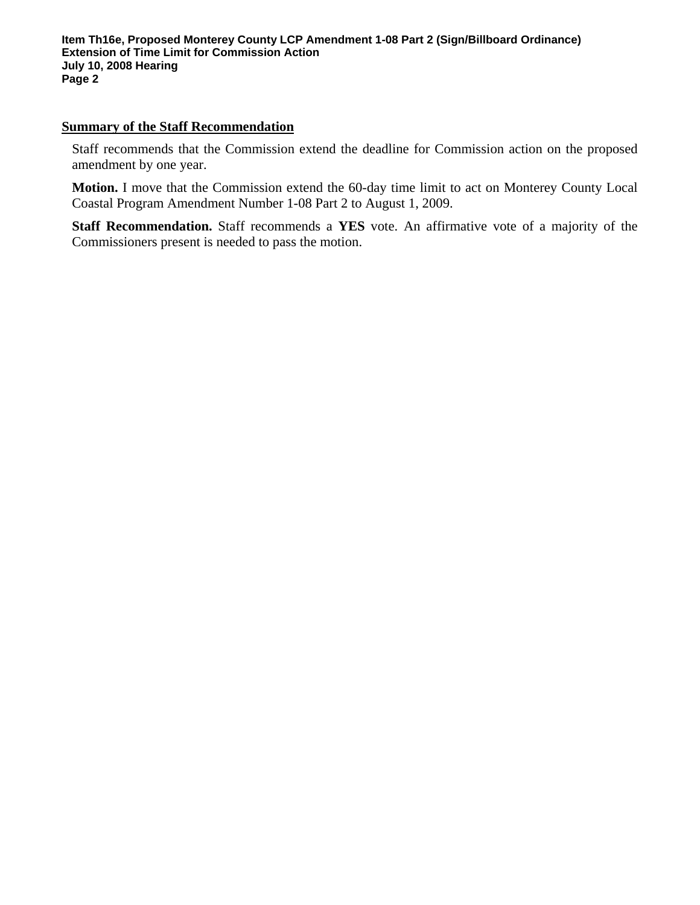## Summary of the Staff Recommendation

Staff recommends that the Commission extend the deadline for Commission action on the proposed amendment by one year.

**Motion.** I move that the Commission extend the 60-day time limit to act on Monterey County Local Coastal Program Amendment Number 1-08 Part 2 to August 1, 2009.

**Staff Recommendation.** Staff recommends a **YES** vote. An affirmative vote of a majority of the Commissioners present is needed to pass the motion.